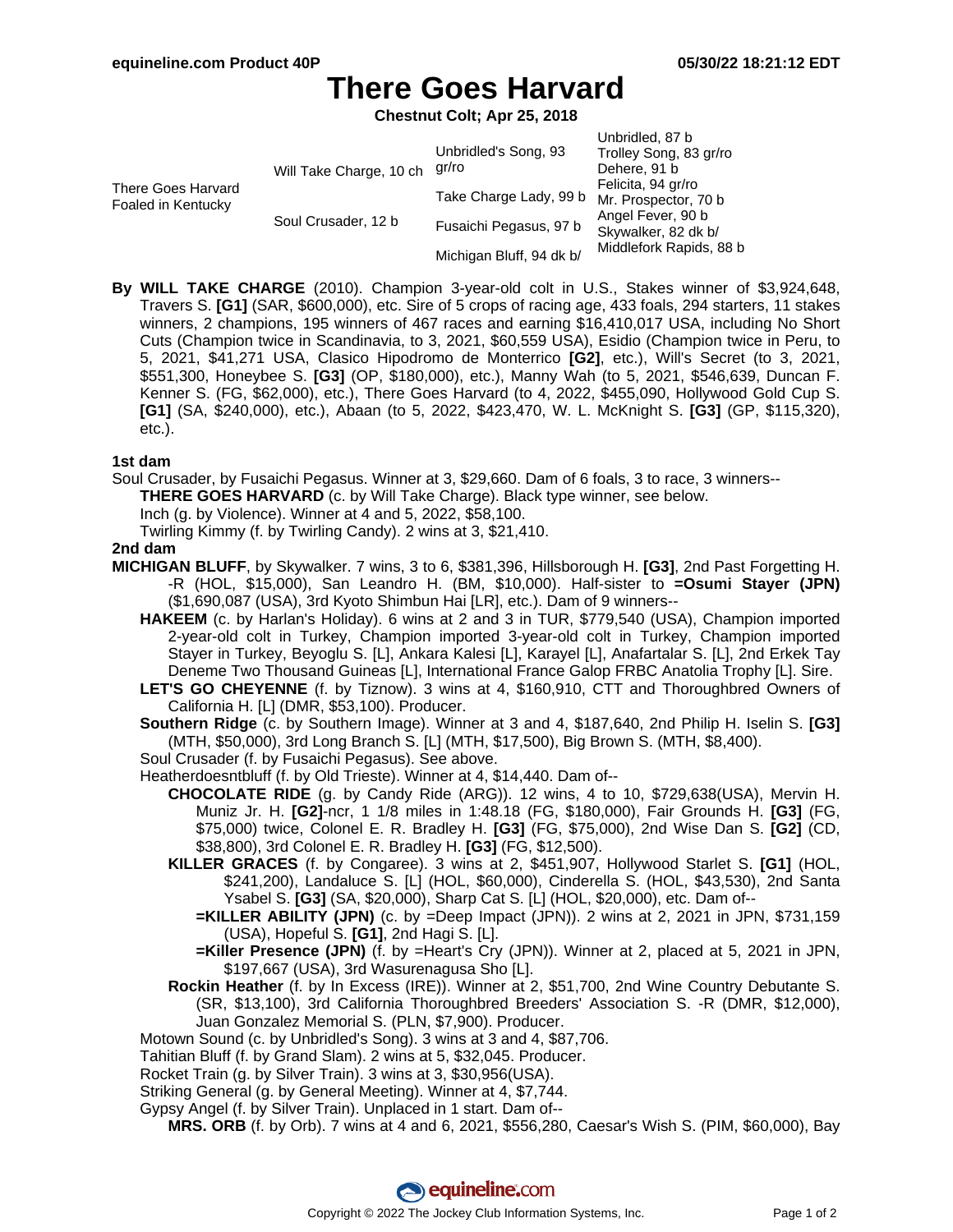# There Goes Harvard

**Chestnut Colt; Apr 25, 2018**

| | | | |
|---|---|---|---|
| There Goes Harvard Foaled in Kentucky | Will Take Charge, 10 ch | Unbridled's Song, 93 gr/ro | Unbridled, 87 b |
| | | | Trolley Song, 83 gr/ro |
| | | Take Charge Lady, 99 b | Dehere, 91 b |
| | | | Felicita, 94 gr/ro |
| | Soul Crusader, 12 b | Fusaichi Pegasus, 97 b | Mr. Prospector, 70 b |
| | | | Angel Fever, 90 b |
| | | Michigan Bluff, 94 dk b/ | Skywalker, 82 dk b/ |
| | | | Middlefork Rapids, 88 b |

**By WILL TAKE CHARGE** (2010). Champion 3-year-old colt in U.S., Stakes winner of $3,924,648, Travers S. **[G1]** (SAR, $600,000), etc. Sire of 5 crops of racing age, 433 foals, 294 starters, 11 stakes winners, 2 champions, 195 winners of 467 races and earning $16,410,017 USA, including No Short Cuts (Champion twice in Scandinavia, to 3, 2021, $60,559 USA), Esidio (Champion twice in Peru, to 5, 2021, $41,271 USA, Clasico Hipodromo de Monterrico **[G2]**, etc.), Will's Secret (to 3, 2021, $551,300, Honeybee S. **[G3]** (OP, $180,000), etc.), Manny Wah (to 5, 2021, $546,639, Duncan F. Kenner S. (FG, $62,000), etc.), There Goes Harvard (to 4, 2022, $455,090, Hollywood Gold Cup S. **[G1]** (SA, $240,000), etc.), Abaan (to 5, 2022, $423,470, W. L. McKnight S. **[G3]** (GP, $115,320), etc.).

### 1st dam

Soul Crusader, by Fusaichi Pegasus. Winner at 3, $29,660. Dam of 6 foals, 3 to race, 3 winners--

- **THERE GOES HARVARD** (c. by Will Take Charge). Black type winner, see below.
- Inch (g. by Violence). Winner at 4 and 5, 2022, $58,100.
- Twirling Kimmy (f. by Twirling Candy). 2 wins at 3, $21,410.

### 2nd dam

**MICHIGAN BLUFF**, by Skywalker. 7 wins, 3 to 6, $381,396, Hillsborough H. **[G3]**, 2nd Past Forgetting H. -R (HOL, $15,000), San Leandro H. (BM, $10,000). Half-sister to **=Osumi Stayer (JPN)** ($1,690,087 (USA), 3rd Kyoto Shimbun Hai [LR], etc.). Dam of 9 winners--

- **HAKEEM** (c. by Harlan's Holiday). 6 wins at 2 and 3 in TUR, $779,540 (USA), Champion imported 2-year-old colt in Turkey, Champion imported 3-year-old colt in Turkey, Champion imported Stayer in Turkey, Beyoglu S. [L], Ankara Kalesi [L], Karayel [L], Anafartalar S. [L], 2nd Erkek Tay Deneme Two Thousand Guineas [L], International France Galop FRBC Anatolia Trophy [L]. Sire.
- **LET'S GO CHEYENNE** (f. by Tiznow). 3 wins at 4, $160,910, CTT and Thoroughbred Owners of California H. [L] (DMR, $53,100). Producer.
- **Southern Ridge** (c. by Southern Image). Winner at 3 and 4, $187,640, 2nd Philip H. Iselin S. **[G3]** (MTH, $50,000), 3rd Long Branch S. [L] (MTH, $17,500), Big Brown S. (MTH, $8,400).
- Soul Crusader (f. by Fusaichi Pegasus). See above.
- Heatherdoesntbluff (f. by Old Trieste). Winner at 4, $14,440. Dam of--
  - **CHOCOLATE RIDE** (g. by Candy Ride (ARG)). 12 wins, 4 to 10, $729,638(USA), Mervin H. Muniz Jr. H. **[G2]**-ncr, 1 1/8 miles in 1:48.18 (FG, $180,000), Fair Grounds H. **[G3]** (FG, $75,000) twice, Colonel E. R. Bradley H. **[G3]** (FG, $75,000), 2nd Wise Dan S. **[G2]** (CD, $38,800), 3rd Colonel E. R. Bradley H. **[G3]** (FG, $12,500).
  - **KILLER GRACES** (f. by Congaree). 3 wins at 2, $451,907, Hollywood Starlet S. **[G1]** (HOL, $241,200), Landaluce S. [L] (HOL, $60,000), Cinderella S. (HOL, $43,530), 2nd Santa Ysabel S. **[G3]** (SA, $20,000), Sharp Cat S. [L] (HOL, $20,000), etc. Dam of--
    - **=KILLER ABILITY (JPN)** (c. by =Deep Impact (JPN)). 2 wins at 2, 2021 in JPN, $731,159 (USA), Hopeful S. **[G1]**, 2nd Hagi S. [L].
    - **=Killer Presence (JPN)** (f. by =Heart's Cry (JPN)). Winner at 2, placed at 5, 2021 in JPN, $197,667 (USA), 3rd Wasurenagusa Sho [L].
  - **Rockin Heather** (f. by In Excess (IRE)). Winner at 2, $51,700, 2nd Wine Country Debutante S. (SR, $13,100), 3rd California Thoroughbred Breeders' Association S. -R (DMR, $12,000), Juan Gonzalez Memorial S. (PLN, $7,900). Producer.
- Motown Sound (c. by Unbridled's Song). 3 wins at 3 and 4, $87,706.
- Tahitian Bluff (f. by Grand Slam). 2 wins at 5, $32,045. Producer.
- Rocket Train (g. by Silver Train). 3 wins at 3, $30,956(USA).
- Striking General (g. by General Meeting). Winner at 4, $7,744.
- Gypsy Angel (f. by Silver Train). Unplaced in 1 start. Dam of--
  - **MRS. ORB** (f. by Orb). 7 wins at 4 and 6, 2021, $556,280, Caesar's Wish S. (PIM, $60,000), Bay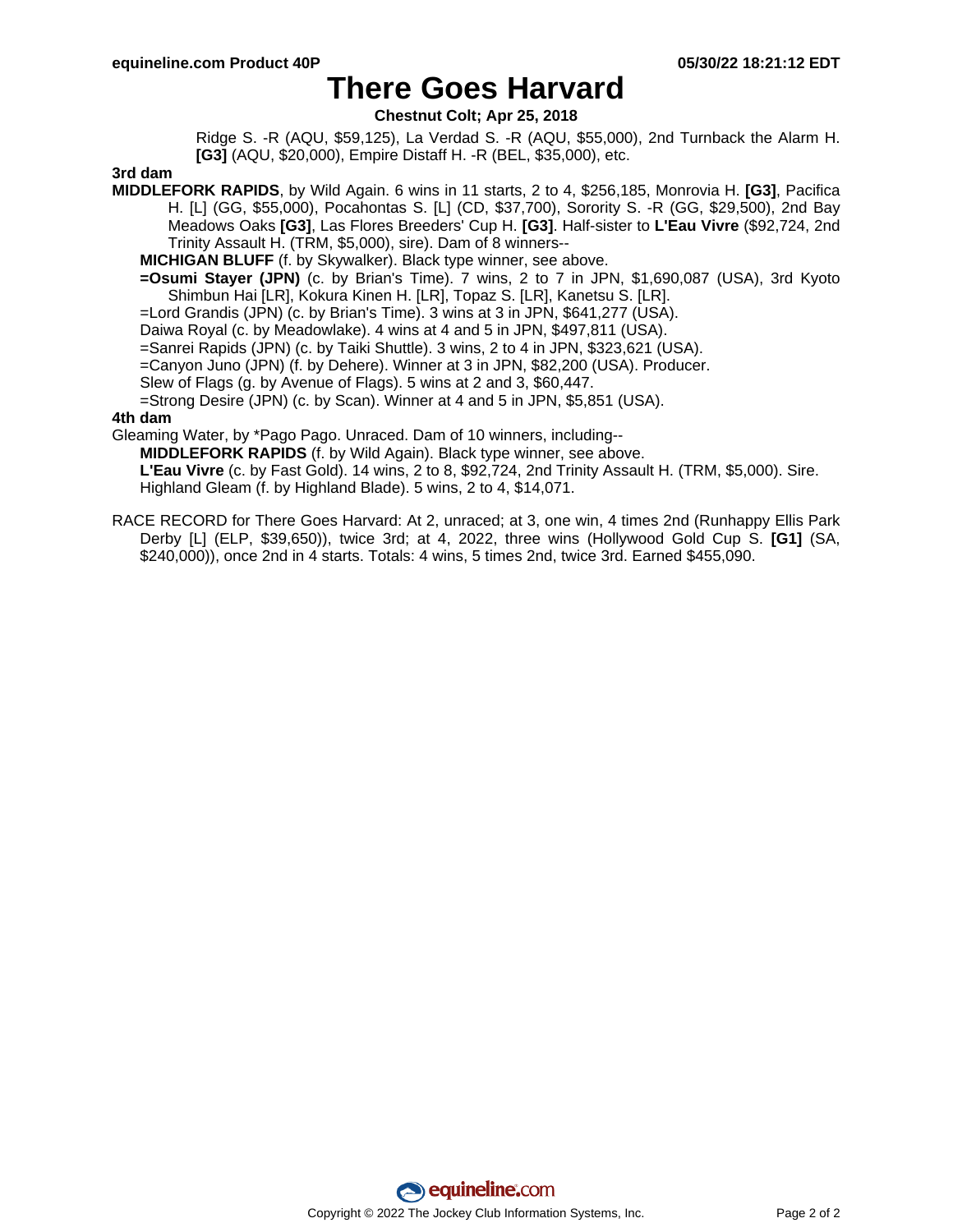Ridge S. -R (AQU, $59,125), La Verdad S. -R (AQU, $55,000), 2nd Turnback the Alarm H. **[G3]** (AQU, $20,000), Empire Distaff H. -R (BEL, $35,000), etc.

**3rd dam**

**MIDDLEFORK RAPIDS**, by Wild Again. 6 wins in 11 starts, 2 to 4, $256,185, Monrovia H. **[G3]**, Pacifica H. [L] (GG, $55,000), Pocahontas S. [L] (CD, $37,700), Sorority S. -R (GG, $29,500), 2nd Bay Meadows Oaks **[G3]**, Las Flores Breeders' Cup H. **[G3]**. Half-sister to **L'Eau Vivre** ($92,724, 2nd Trinity Assault H. (TRM, $5,000), sire). Dam of 8 winners--

**MICHIGAN BLUFF** (f. by Skywalker). Black type winner, see above.

**=Osumi Stayer (JPN)** (c. by Brian's Time). 7 wins, 2 to 7 in JPN, $1,690,087 (USA), 3rd Kyoto Shimbun Hai [LR], Kokura Kinen H. [LR], Topaz S. [LR], Kanetsu S. [LR].

=Lord Grandis (JPN) (c. by Brian's Time). 3 wins at 3 in JPN, $641,277 (USA).

Daiwa Royal (c. by Meadowlake). 4 wins at 4 and 5 in JPN, $497,811 (USA).

=Sanrei Rapids (JPN) (c. by Taiki Shuttle). 3 wins, 2 to 4 in JPN, $323,621 (USA).

=Canyon Juno (JPN) (f. by Dehere). Winner at 3 in JPN, $82,200 (USA). Producer.

Slew of Flags (g. by Avenue of Flags). 5 wins at 2 and 3, $60,447.

=Strong Desire (JPN) (c. by Scan). Winner at 4 and 5 in JPN, $5,851 (USA).

**4th dam**

Gleaming Water, by *Pago Pago. Unraced. Dam of 10 winners, including--

**MIDDLEFORK RAPIDS** (f. by Wild Again). Black type winner, see above.

**L'Eau Vivre** (c. by Fast Gold). 14 wins, 2 to 8, $92,724, 2nd Trinity Assault H. (TRM, $5,000). Sire.

Highland Gleam (f. by Highland Blade). 5 wins, 2 to 4, $14,071.

RACE RECORD for There Goes Harvard: At 2, unraced; at 3, one win, 4 times 2nd (Runhappy Ellis Park Derby [L] (ELP, $39,650)), twice 3rd; at 4, 2022, three wins (Hollywood Gold Cup S. **[G1]** (SA, $240,000)), once 2nd in 4 starts. Totals: 4 wins, 5 times 2nd, twice 3rd. Earned $455,090.